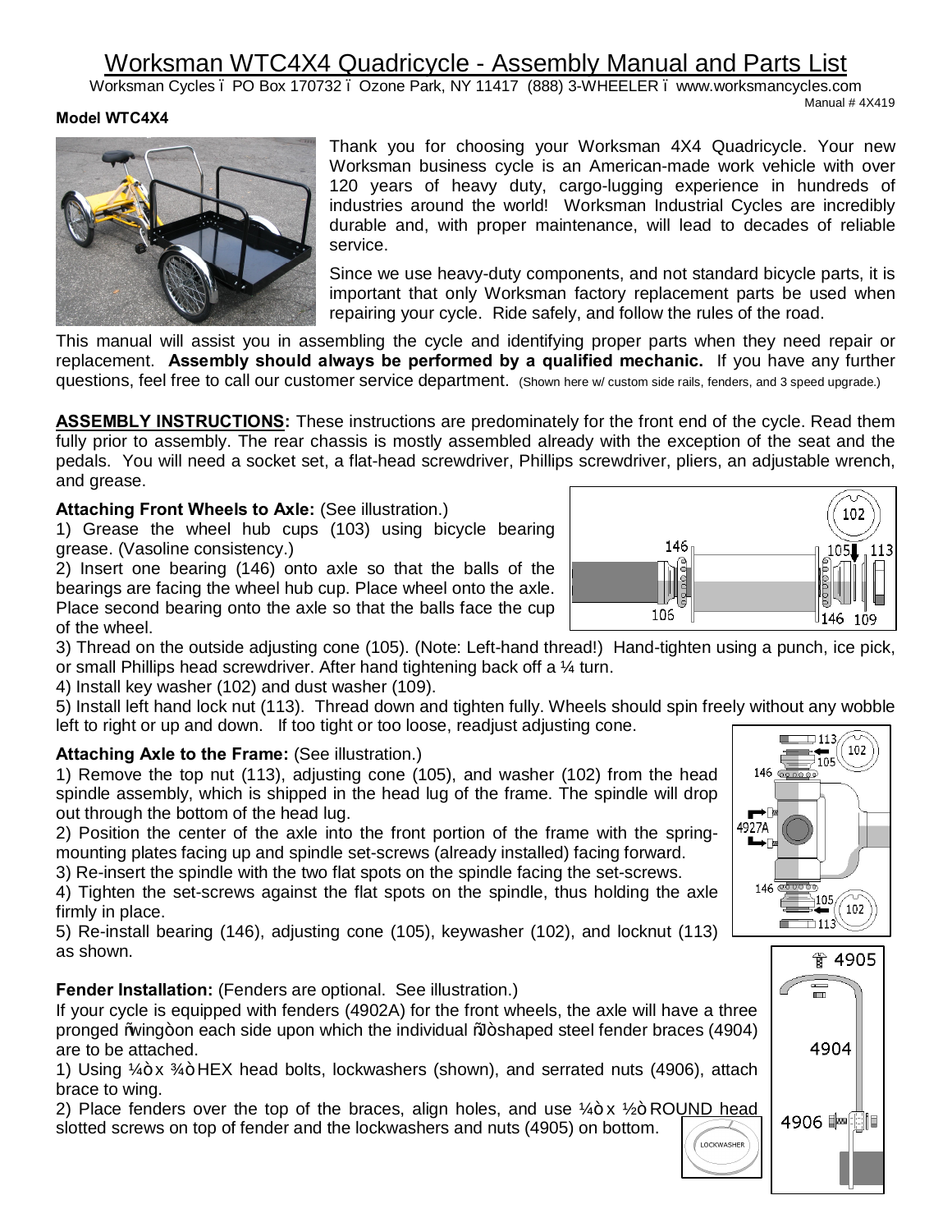# Worksman WTC4X4 Quadricycle - Assembly Manual and Parts List

Worksman Cycles • PO Box 170732 • Ozone Park, NY 11417 (888) 3-WHEELER • www.worksmancycles.com

Manual # 4X419

**Model WTC4X4**

Thank you for choosing your Worksman 4X4 Quadricycle. Your new Worksman business cycle is an American-made work vehicle with over 120 years of heavy duty, cargo-lugging experience in hundreds of industries around the world! Worksman Industrial Cycles are incredibly durable and, with proper maintenance, will lead to decades of reliable service.

Since we use heavy-duty components, and not standard bicycle parts, it is important that only Worksman factory replacement parts be used when repairing your cycle. Ride safely, and follow the rules of the road.

This manual will assist you in assembling the cycle and identifying proper parts when they need repair or replacement. **Assembly should always be performed by a qualified mechanic.** If you have any further questions, feel free to call our customer service department. (Shown here w/ custom side rails, fenders, and 3 speed upgrade.)

**ASSEMBLY INSTRUCTIONS:** These instructions are predominately for the front end of the cycle. Read them fully prior to assembly. The rear chassis is mostly assembled already with the exception of the seat and the pedals. You will need a socket set, a flat-head screwdriver, Phillips screwdriver, pliers, an adjustable wrench, and grease.

**Attaching Front Wheels to Axle:** (See illustration.)

1) Grease the wheel hub cups (103) using bicycle bearing grease. (Vasoline consistency.)
2) Insert one bearing (146) onto axle so that the balls of the bearings are facing the wheel hub cup. Place wheel onto the axle. Place second bearing onto the axle so that the balls face the cup of the wheel.
3) Thread on the outside adjusting cone (105). (Note: Left-hand thread!) Hand-tighten using a punch, ice pick, or small Phillips head screwdriver. After hand tightening back off a ¼ turn.
4) Install key washer (102) and dust washer (109).
5) Install left hand lock nut (113). Thread down and tighten fully. Wheels should spin freely without any wobble left to right or up and down. If too tight or too loose, readjust adjusting cone.

**Attaching Axle to the Frame:** (See illustration.)

1) Remove the top nut (113), adjusting cone (105), and washer (102) from the head spindle assembly, which is shipped in the head lug of the frame. The spindle will drop out through the bottom of the head lug.
2) Position the center of the axle into the front portion of the frame with the spring-mounting plates facing up and spindle set-screws (already installed) facing forward.
3) Re-insert the spindle with the two flat spots on the spindle facing the set-screws.
4) Tighten the set-screws against the flat spots on the spindle, thus holding the axle firmly in place.
5) Re-install bearing (146), adjusting cone (105), keywasher (102), and locknut (113) as shown.

**Fender Installation:** (Fenders are optional. See illustration.)

If your cycle is equipped with fenders (4902A) for the front wheels, the axle will have a three pronged "wing" on each side upon which the individual "J" shaped steel fender braces (4904) are to be attached.

1) Using ¼" x ¾" HEX head bolts, lockwashers (shown), and serrated nuts (4906), attach brace to wing.
2) Place fenders over the top of the braces, align holes, and use ¼" x ½" ROUND head slotted screws on top of fender and the lockwashers and nuts (4905) on bottom.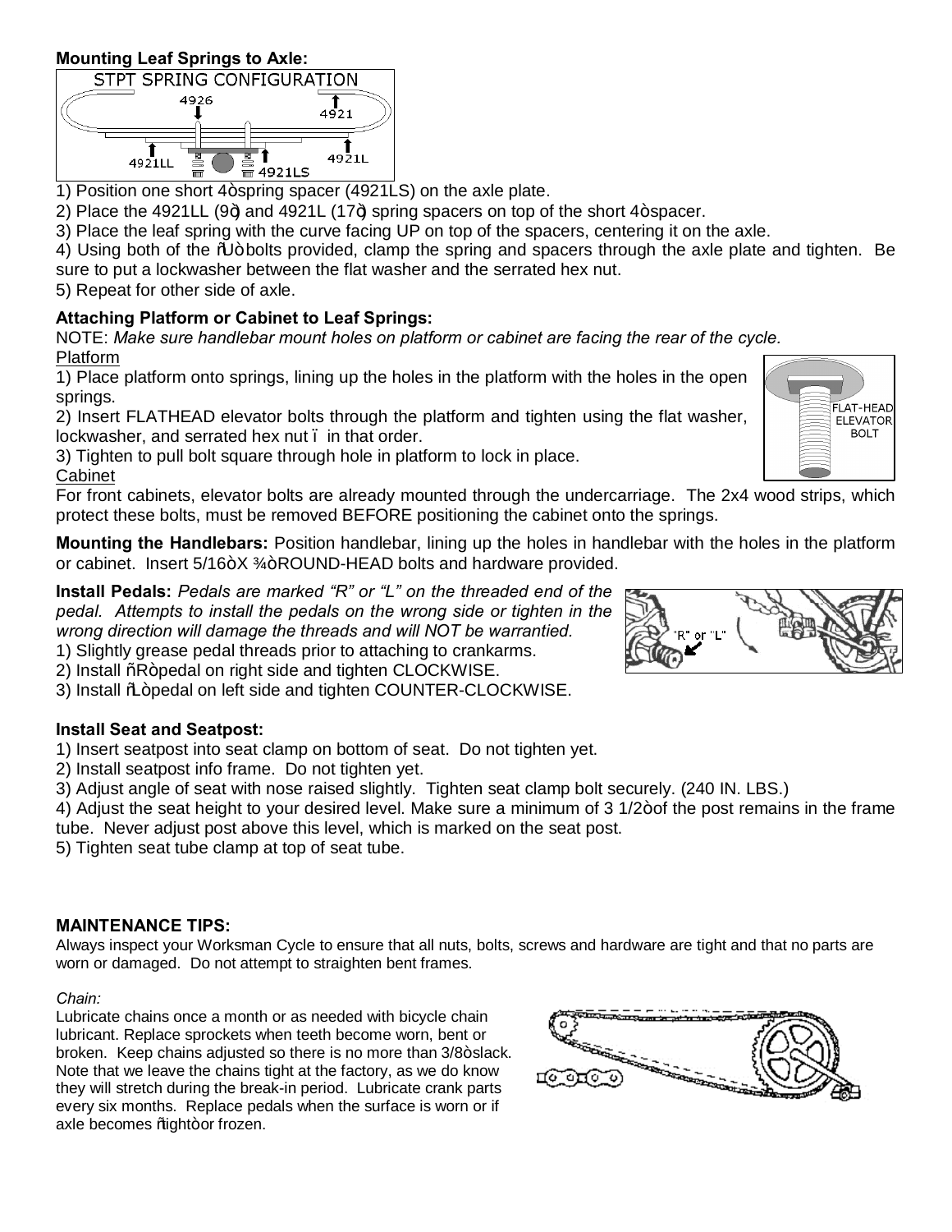**Mounting Leaf Springs to Axle:**

1) Position one short 4" spring spacer (4921LS) on the axle plate.
2) Place the 4921LL (9") and 4921L (17") spring spacers on top of the short 4" spacer.
3) Place the leaf spring with the curve facing UP on top of the spacers, centering it on the axle.
4) Using both of the "U" bolts provided, clamp the spring and spacers through the axle plate and tighten. Be sure to put a lockwasher between the flat washer and the serrated hex nut.
5) Repeat for other side of axle.

**Attaching Platform or Cabinet to Leaf Springs:**

NOTE: *Make sure handlebar mount holes on platform or cabinet are facing the rear of the cycle.*

Platform

1) Place platform onto springs, lining up the holes in the platform with the holes in the open springs.
2) Insert FLATHEAD elevator bolts through the platform and tighten using the flat washer, lockwasher, and serrated hex nut – in that order.
3) Tighten to pull bolt square through hole in platform to lock in place.

Cabinet

For front cabinets, elevator bolts are already mounted through the undercarriage. The 2x4 wood strips, which protect these bolts, must be removed BEFORE positioning the cabinet onto the springs.

**Mounting the Handlebars:** Position handlebar, lining up the holes in handlebar with the holes in the platform or cabinet. Insert 5/16" X ¾" ROUND-HEAD bolts and hardware provided.

**Install Pedals:** *Pedals are marked "R" or "L" on the threaded end of the pedal. Attempts to install the pedals on the wrong side or tighten in the wrong direction will damage the threads and will NOT be warrantied.*

1) Slightly grease pedal threads prior to attaching to crankarms.
2) Install "R" pedal on right side and tighten CLOCKWISE.
3) Install "L" pedal on left side and tighten COUNTER-CLOCKWISE.

**Install Seat and Seatpost:**

1) Insert seatpost into seat clamp on bottom of seat. Do not tighten yet.
2) Install seatpost info frame. Do not tighten yet.
3) Adjust angle of seat with nose raised slightly. Tighten seat clamp bolt securely. (240 IN. LBS.)
4) Adjust the seat height to your desired level. Make sure a minimum of 3 1/2" of the post remains in the frame tube. Never adjust post above this level, which is marked on the seat post.
5) Tighten seat tube clamp at top of seat tube.

**MAINTENANCE TIPS:**

Always inspect your Worksman Cycle to ensure that all nuts, bolts, screws and hardware are tight and that no parts are worn or damaged. Do not attempt to straighten bent frames.

*Chain:*

Lubricate chains once a month or as needed with bicycle chain lubricant. Replace sprockets when teeth become worn, bent or broken. Keep chains adjusted so there is no more than 3/8" slack. Note that we leave the chains tight at the factory, as we do know they will stretch during the break-in period. Lubricate crank parts every six months. Replace pedals when the surface is worn or if axle becomes "tight" or frozen.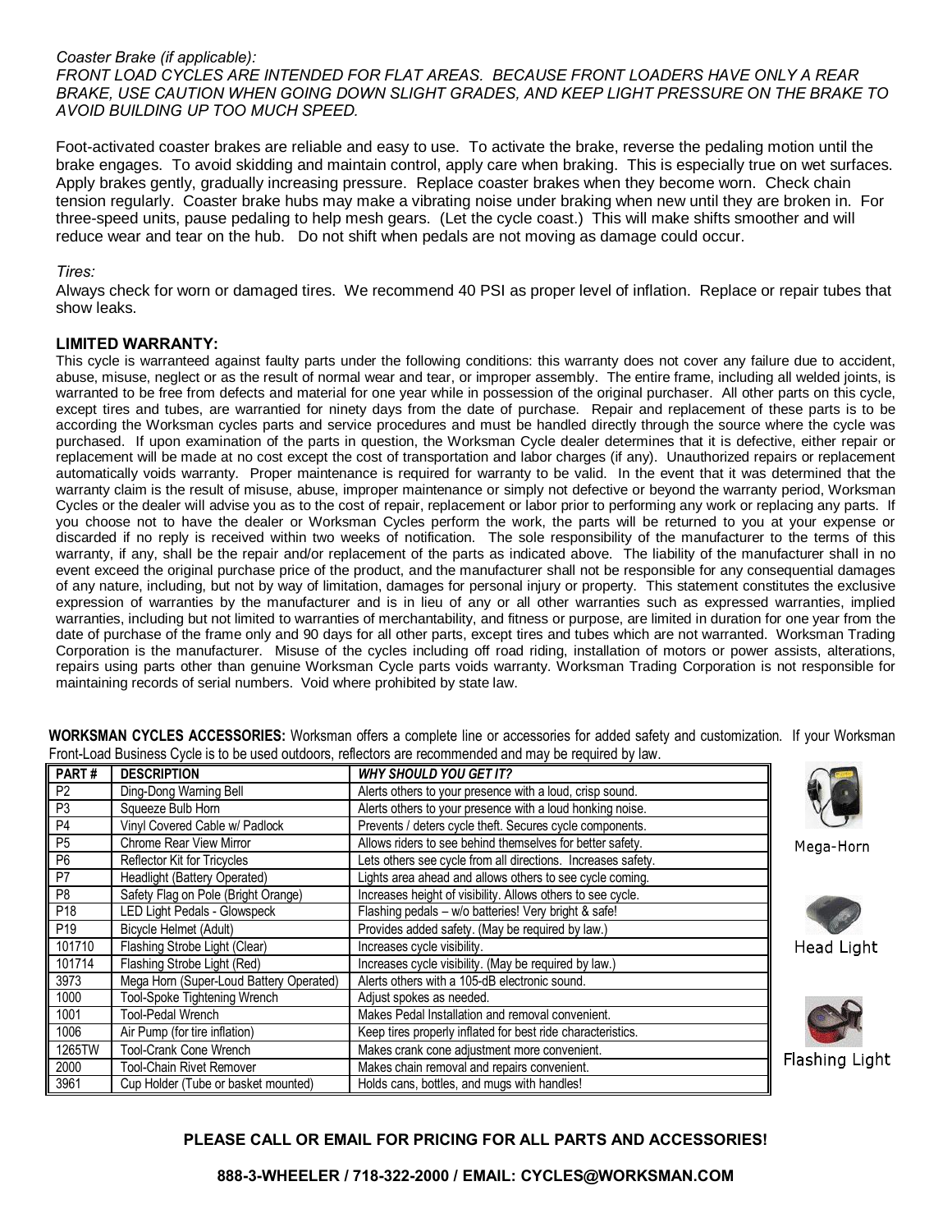*Coaster Brake (if applicable):*
*FRONT LOAD CYCLES ARE INTENDED FOR FLAT AREAS. BECAUSE FRONT LOADERS HAVE ONLY A REAR BRAKE, USE CAUTION WHEN GOING DOWN SLIGHT GRADES, AND KEEP LIGHT PRESSURE ON THE BRAKE TO AVOID BUILDING UP TOO MUCH SPEED.*

Foot-activated coaster brakes are reliable and easy to use. To activate the brake, reverse the pedaling motion until the brake engages. To avoid skidding and maintain control, apply care when braking. This is especially true on wet surfaces. Apply brakes gently, gradually increasing pressure. Replace coaster brakes when they become worn. Check chain tension regularly. Coaster brake hubs may make a vibrating noise under braking when new until they are broken in. For three-speed units, pause pedaling to help mesh gears. (Let the cycle coast.) This will make shifts smoother and will reduce wear and tear on the hub. Do not shift when pedals are not moving as damage could occur.

*Tires:*
Always check for worn or damaged tires. We recommend 40 PSI as proper level of inflation. Replace or repair tubes that show leaks.

**LIMITED WARRANTY:**
This cycle is warranteed against faulty parts under the following conditions: this warranty does not cover any failure due to accident, abuse, misuse, neglect or as the result of normal wear and tear, or improper assembly. The entire frame, including all welded joints, is warranted to be free from defects and material for one year while in possession of the original purchaser. All other parts on this cycle, except tires and tubes, are warrantied for ninety days from the date of purchase. Repair and replacement of these parts is to be according the Worksman cycles parts and service procedures and must be handled directly through the source where the cycle was purchased. If upon examination of the parts in question, the Worksman Cycle dealer determines that it is defective, either repair or replacement will be made at no cost except the cost of transportation and labor charges (if any). Unauthorized repairs or replacement automatically voids warranty. Proper maintenance is required for warranty to be valid. In the event that it was determined that the warranty claim is the result of misuse, abuse, improper maintenance or simply not defective or beyond the warranty period, Worksman Cycles or the dealer will advise you as to the cost of repair, replacement or labor prior to performing any work or replacing any parts. If you choose not to have the dealer or Worksman Cycles perform the work, the parts will be returned to you at your expense or discarded if no reply is received within two weeks of notification. The sole responsibility of the manufacturer to the terms of this warranty, if any, shall be the repair and/or replacement of the parts as indicated above. The liability of the manufacturer shall in no event exceed the original purchase price of the product, and the manufacturer shall not be responsible for any consequential damages of any nature, including, but not by way of limitation, damages for personal injury or property. This statement constitutes the exclusive expression of warranties by the manufacturer and is in lieu of any or all other warranties such as expressed warranties, implied warranties, including but not limited to warranties of merchantability, and fitness or purpose, are limited in duration for one year from the date of purchase of the frame only and 90 days for all other parts, except tires and tubes which are not warranted. Worksman Trading Corporation is the manufacturer. Misuse of the cycles including off road riding, installation of motors or power assists, alterations, repairs using parts other than genuine Worksman Cycle parts voids warranty. Worksman Trading Corporation is not responsible for maintaining records of serial numbers. Void where prohibited by state law.

**WORKSMAN CYCLES ACCESSORIES:** Worksman offers a complete line or accessories for added safety and customization. If your Worksman Front-Load Business Cycle is to be used outdoors, reflectors are recommended and may be required by law.

| PART # | DESCRIPTION | *WHY SHOULD YOU GET IT?* |
|---|---|---|
| P2 | Ding-Dong Warning Bell | Alerts others to your presence with a loud, crisp sound. |
| P3 | Squeeze Bulb Horn | Alerts others to your presence with a loud honking noise. |
| P4 | Vinyl Covered Cable w/ Padlock | Prevents / deters cycle theft. Secures cycle components. |
| P5 | Chrome Rear View Mirror | Allows riders to see behind themselves for better safety. |
| P6 | Reflector Kit for Tricycles | Lets others see cycle from all directions. Increases safety. |
| P7 | Headlight (Battery Operated) | Lights area ahead and allows others to see cycle coming. |
| P8 | Safety Flag on Pole (Bright Orange) | Increases height of visibility. Allows others to see cycle. |
| P18 | LED Light Pedals - Glowspeck | Flashing pedals – w/o batteries! Very bright & safe! |
| P19 | Bicycle Helmet (Adult) | Provides added safety. (May be required by law.) |
| 101710 | Flashing Strobe Light (Clear) | Increases cycle visibility. |
| 101714 | Flashing Strobe Light (Red) | Increases cycle visibility. (May be required by law.) |
| 3973 | Mega Horn (Super-Loud Battery Operated) | Alerts others with a 105-dB electronic sound. |
| 1000 | Tool-Spoke Tightening Wrench | Adjust spokes as needed. |
| 1001 | Tool-Pedal Wrench | Makes Pedal Installation and removal convenient. |
| 1006 | Air Pump (for tire inflation) | Keep tires properly inflated for best ride characteristics. |
| 1265TW | Tool-Crank Cone Wrench | Makes crank cone adjustment more convenient. |
| 2000 | Tool-Chain Rivet Remover | Makes chain removal and repairs convenient. |
| 3961 | Cup Holder (Tube or basket mounted) | Holds cans, bottles, and mugs with handles! |

Mega-Horn

Head Light

Flashing Light

**PLEASE CALL OR EMAIL FOR PRICING FOR ALL PARTS AND ACCESSORIES!**

**888-3-WHEELER / 718-322-2000 / EMAIL: CYCLES@WORKSMAN.COM**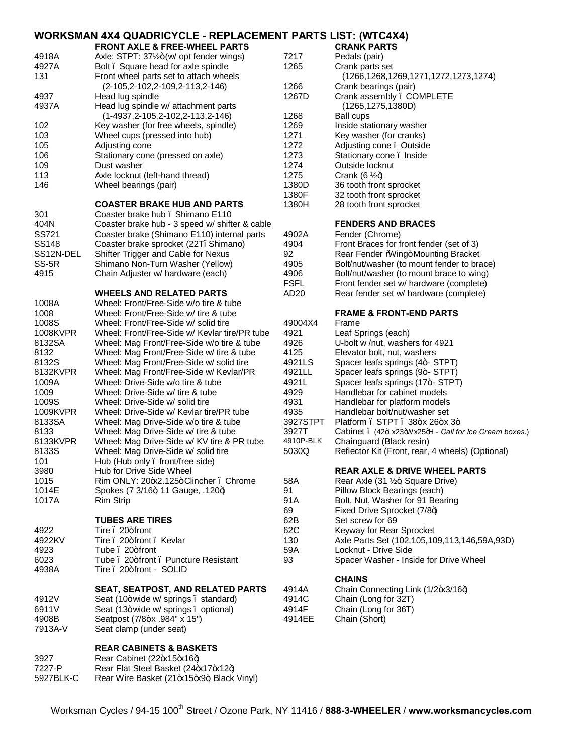# WORKSMAN 4X4 QUADRICYCLE - REPLACEMENT PARTS LIST: (WTC4X4)

### FRONT AXLE & FREE-WHEEL PARTS

| | |
|---|---|
| 4918A | Axle: STPT: 37½ò(w/ opt fender wings) |
| 4927A | Bolt ó Square head for axle spindle |
| 131 | Front wheel parts set to attach wheels (2-105,2-102,2-109,2-113,2-146) |
| 4937 | Head lug spindle |
| 4937A | Head lug spindle w/ attachment parts (1-4937,2-105,2-102,2-113,2-146) |
| 102 | Key washer (for free wheels, spindle) |
| 103 | Wheel cups (pressed into hub) |
| 105 | Adjusting cone |
| 106 | Stationary cone (pressed on axle) |
| 109 | Dust washer |
| 113 | Axle locknut (left-hand thread) |
| 146 | Wheel bearings (pair) |

### COASTER BRAKE HUB AND PARTS

| | |
|---|---|
| 301 | Coaster brake hub ó Shimano E110 |
| 404N | Coaster brake hub - 3 speed w/ shifter & cable |
| SS721 | Coaster brake (Shimano E110) internal parts |
| SS148 | Coaster brake sprocket (22Tó Shimano) |
| SS12N-DEL | Shifter Trigger and Cable for Nexus |
| SS-5R | Shimano Non-Turn Washer (Yellow) |
| 4915 | Chain Adjuster w/ hardware (each) |

### WHEELS AND RELATED PARTS

| | |
|---|---|
| 1008A | Wheel: Front/Free-Side w/o tire & tube |
| 1008 | Wheel: Front/Free-Side w/ tire & tube |
| 1008S | Wheel: Front/Free-Side w/ solid tire |
| 1008KVPR | Wheel: Front/Free-Side w/ Kevlar tire/PR tube |
| 8132SA | Wheel: Mag Front/Free-Side w/o tire & tube |
| 8132 | Wheel: Mag Front/Free-Side w/ tire & tube |
| 8132S | Wheel: Mag Front/Free-Side w/ solid tire |
| 8132KVPR | Wheel: Mag Front/Free-Side w/ Kevlar/PR |
| 1009A | Wheel: Drive-Side w/o tire & tube |
| 1009 | Wheel: Drive-Side w/ tire & tube |
| 1009S | Wheel: Drive-Side w/ solid tire |
| 1009KVPR | Wheel: Drive-Side w/ Kevlar tire/PR tube |
| 8133SA | Wheel: Mag Drive-Side w/o tire & tube |
| 8133 | Wheel: Mag Drive-Side w/ tire & tube |
| 8133KVPR | Wheel: Mag Drive-Side w/ KV tire & PR tube |
| 8133S | Wheel: Mag Drive-Side w/ solid tire |
| 101 | Hub (Hub only ó front/free side) |
| 3980 | Hub for Drive Side Wheel |
| 1015 | Rim ONLY: 20òx2.125òClincher ó Chrome |
| 1014E | Spokes (7 3/16ò, 11 Gauge, .120ò) |
| 1017A | Rim Strip |

### TUBES ARE TIRES

| | |
|---|---|
| 4922 | Tire ó 20ò front |
| 4922KV | Tire ó 20ò front ó Kevlar |
| 4923 | Tube ó 20ò front |
| 6023 | Tube ó 20ò front ó Puncture Resistant |
| 4938A | Tire ó 20ò front - SOLID |

### SEAT, SEATPOST, AND RELATED PARTS

| | |
|---|---|
| 4912V | Seat (10ò wide w/ springs ó standard) |
| 6911V | Seat (13ò wide w/ springs ó optional) |
| 4908B | Seatpost (7/8òx .984" x 15") |
| 7913A-V | Seat clamp (under seat) |

### REAR CABINETS & BASKETS

| | |
|---|---|
| 3927 | Rear Cabinet (22òx15òx16ò) |
| 7227-P | Rear Flat Steel Basket (24òx17òx12ò) |
| 5927BLK-C | Rear Wire Basket (21òx15òx9ò, Black Vinyl) |

### CRANK PARTS

| | |
|---|---|
| 7217 | Pedals (pair) |
| 1265 | Crank parts set (1266,1268,1269,1271,1272,1273,1274) |
| 1266 | Crank bearings (pair) |
| 1267D | Crank assembly ó COMPLETE (1265,1275,1380D) |
| 1268 | Ball cups |
| 1269 | Inside stationary washer |
| 1271 | Key washer (for cranks) |
| 1272 | Adjusting cone ó Outside |
| 1273 | Stationary cone ó Inside |
| 1274 | Outside locknut |
| 1275 | Crank (6 ½ò) |
| 1380D | 36 tooth front sprocket |
| 1380F | 32 tooth front sprocket |
| 1380H | 28 tooth front sprocket |

### FENDERS AND BRACES

| | |
|---|---|
| 4902A | Fender (Chrome) |
| 4904 | Front Braces for front fender (set of 3) |
| 92 | Rear Fender ñWingò Mounting Bracket |
| 4905 | Bolt/nut/washer (to mount fender to brace) |
| 4906 | Bolt/nut/washer (to mount brace to wing) |
| FSFL | Front fender set w/ hardware (complete) |
| AD20 | Rear fender set w/ hardware (complete) |

### FRAME & FRONT-END PARTS

| | |
|---|---|
| 49004X4 | Frame |
| 4921 | Leaf Springs (each) |
| 4926 | U-bolt w /nut, washers for 4921 |
| 4125 | Elevator bolt, nut, washers |
| 4921LS | Spacer leafs springs (4ò- STPT) |
| 4921LL | Spacer leafs springs (9ò- STPT) |
| 4921L | Spacer leafs springs (17ò- STPT) |
| 4929 | Handlebar for cabinet models |
| 4931 | Handlebar for platform models |
| 4935 | Handlebar bolt/nut/washer set |
| 3927STPT | Platform ó STPT ó 38òx 26òx 3ò |
| 3927T | Cabinet ó (42òLx23òWx25òH - *Call for Ice Cream boxes.*) |
| 4910P-BLK | Chainguard (Black resin) |
| 5030Q | Reflector Kit (Front, rear, 4 wheels) (Optional) |

### REAR AXLE & DRIVE WHEEL PARTS

| | |
|---|---|
| 58A | Rear Axle (31 ½ò, Square Drive) |
| 91 | Pillow Block Bearings (each) |
| 91A | Bolt, Nut, Washer for 91 Bearing |
| 69 | Fixed Drive Sprocket (7/8ò) |
| 62B | Set screw for 69 |
| 62C | Keyway for Rear Sprocket |
| 130 | Axle Parts Set (102,105,109,113,146,59A,93D) |
| 59A | Locknut - Drive Side |
| 93 | Spacer Washer - Inside for Drive Wheel |

### CHAINS

| | |
|---|---|
| 4914A | Chain Connecting Link (1/2òx3/16ò) |
| 4914C | Chain (Long for 32T) |
| 4914F | Chain (Long for 36T) |
| 4914EE | Chain (Short) |

Worksman Cycles / 94-15 100th Street / Ozone Park, NY 11416 / **888-3-WHEELER** / **www.worksmancycles.com**